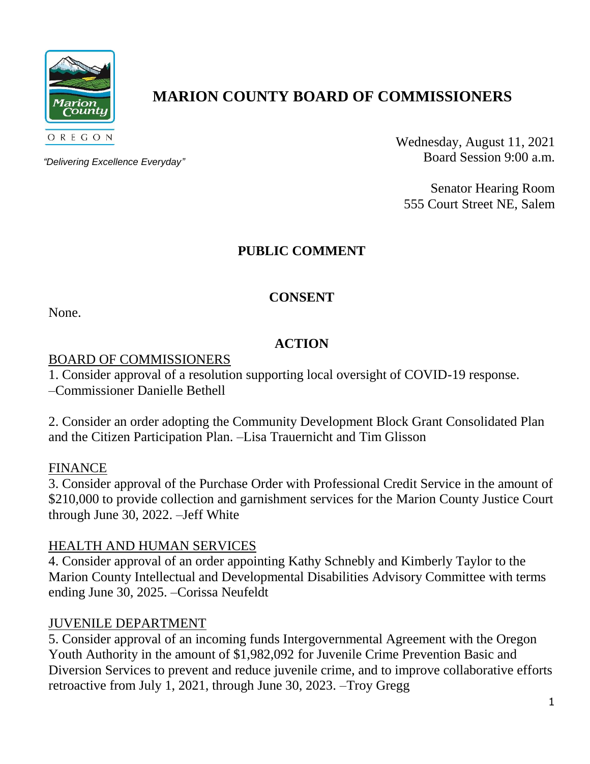# MARION COUNTY BOARD OF COMMISSIONERS

*"Delivering Excellence Everyday"*

Wednesday, August 11, 2021
Board Session 9:00 a.m.

Senator Hearing Room
555 Court Street NE, Salem

## PUBLIC COMMENT

## CONSENT

None.

## ACTION

### BOARD OF COMMISSIONERS

1. Consider approval of a resolution supporting local oversight of COVID-19 response. –Commissioner Danielle Bethell

2. Consider an order adopting the Community Development Block Grant Consolidated Plan and the Citizen Participation Plan. –Lisa Trauernicht and Tim Glisson

### FINANCE

3. Consider approval of the Purchase Order with Professional Credit Service in the amount of $210,000 to provide collection and garnishment services for the Marion County Justice Court through June 30, 2022. –Jeff White

### HEALTH AND HUMAN SERVICES

4. Consider approval of an order appointing Kathy Schnebly and Kimberly Taylor to the Marion County Intellectual and Developmental Disabilities Advisory Committee with terms ending June 30, 2025. –Corissa Neufeldt

### JUVENILE DEPARTMENT

5. Consider approval of an incoming funds Intergovernmental Agreement with the Oregon Youth Authority in the amount of $1,982,092 for Juvenile Crime Prevention Basic and Diversion Services to prevent and reduce juvenile crime, and to improve collaborative efforts retroactive from July 1, 2021, through June 30, 2023. –Troy Gregg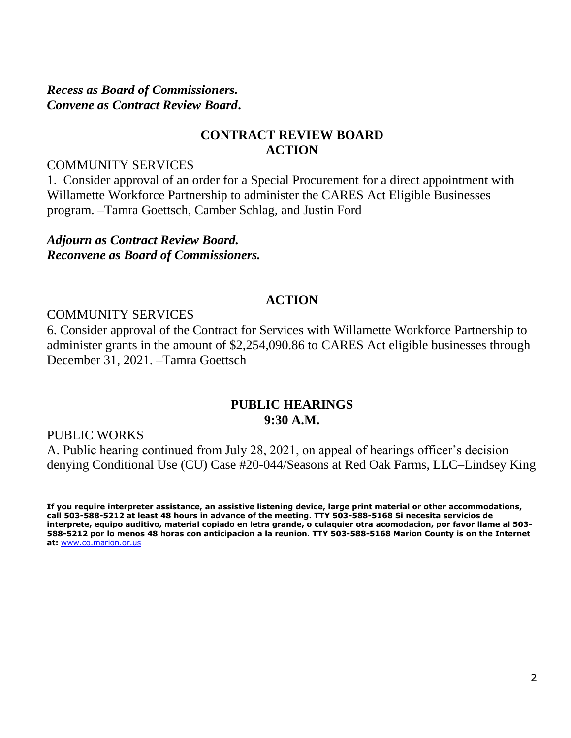***Recess as Board of Commissioners.***
***Convene as Contract Review Board.***

## CONTRACT REVIEW BOARD
## ACTION

COMMUNITY SERVICES

1. Consider approval of an order for a Special Procurement for a direct appointment with Willamette Workforce Partnership to administer the CARES Act Eligible Businesses program. –Tamra Goettsch, Camber Schlag, and Justin Ford

***Adjourn as Contract Review Board.***
***Reconvene as Board of Commissioners.***

## ACTION

COMMUNITY SERVICES

6. Consider approval of the Contract for Services with Willamette Workforce Partnership to administer grants in the amount of $2,254,090.86 to CARES Act eligible businesses through December 31, 2021. –Tamra Goettsch

## PUBLIC HEARINGS
## 9:30 A.M.

PUBLIC WORKS

A. Public hearing continued from July 28, 2021, on appeal of hearings officer's decision denying Conditional Use (CU) Case #20-044/Seasons at Red Oak Farms, LLC–Lindsey King

**If you require interpreter assistance, an assistive listening device, large print material or other accommodations, call 503-588-5212 at least 48 hours in advance of the meeting. TTY 503-588-5168 Si necesita servicios de interprete, equipo auditivo, material copiado en letra grande, o culaquier otra acomodacion, por favor llame al 503-588-5212 por lo menos 48 horas con anticipacion a la reunion. TTY 503-588-5168 Marion County is on the Internet at:** www.co.marion.or.us